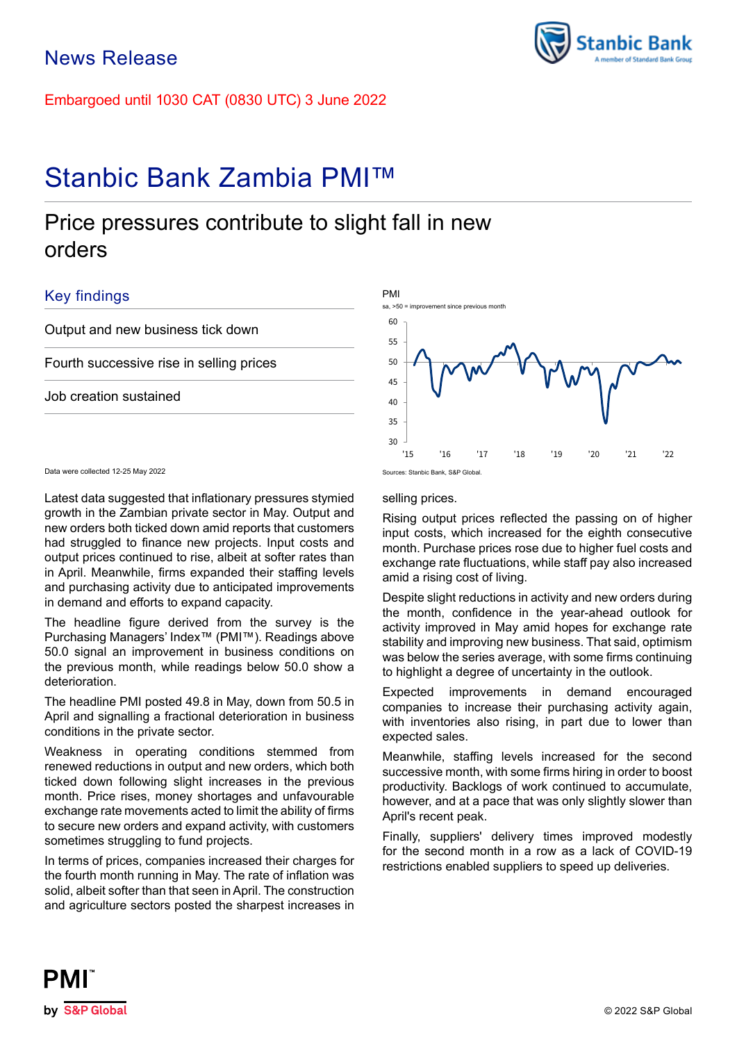News Release

Embargoed until 1030 CAT (0830 UTC) 3 June 2022

# Stanbic Bank Zambia PMI™

## Price pressures contribute to slight fall in new orders

### Key findings

Output and new business tick down

Fourth successive rise in selling prices

Job creation sustained

PMI
sa, >50 = improvement since previous month

Sources: Stanbic Bank, S&P Global.

Data were collected 12-25 May 2022

Latest data suggested that inflationary pressures stymied growth in the Zambian private sector in May. Output and new orders both ticked down amid reports that customers had struggled to finance new projects. Input costs and output prices continued to rise, albeit at softer rates than in April. Meanwhile, firms expanded their staffing levels and purchasing activity due to anticipated improvements in demand and efforts to expand capacity.

The headline figure derived from the survey is the Purchasing Managers' Index™ (PMI™). Readings above 50.0 signal an improvement in business conditions on the previous month, while readings below 50.0 show a deterioration.

The headline PMI posted 49.8 in May, down from 50.5 in April and signalling a fractional deterioration in business conditions in the private sector.

Weakness in operating conditions stemmed from renewed reductions in output and new orders, which both ticked down following slight increases in the previous month. Price rises, money shortages and unfavourable exchange rate movements acted to limit the ability of firms to secure new orders and expand activity, with customers sometimes struggling to fund projects.

In terms of prices, companies increased their charges for the fourth month running in May. The rate of inflation was solid, albeit softer than that seen in April. The construction and agriculture sectors posted the sharpest increases in selling prices.

Rising output prices reflected the passing on of higher input costs, which increased for the eighth consecutive month. Purchase prices rose due to higher fuel costs and exchange rate fluctuations, while staff pay also increased amid a rising cost of living.

Despite slight reductions in activity and new orders during the month, confidence in the year-ahead outlook for activity improved in May amid hopes for exchange rate stability and improving new business. That said, optimism was below the series average, with some firms continuing to highlight a degree of uncertainty in the outlook.

Expected improvements in demand encouraged companies to increase their purchasing activity again, with inventories also rising, in part due to lower than expected sales.

Meanwhile, staffing levels increased for the second successive month, with some firms hiring in order to boost productivity. Backlogs of work continued to accumulate, however, and at a pace that was only slightly slower than April's recent peak.

Finally, suppliers' delivery times improved modestly for the second month in a row as a lack of COVID-19 restrictions enabled suppliers to speed up deliveries.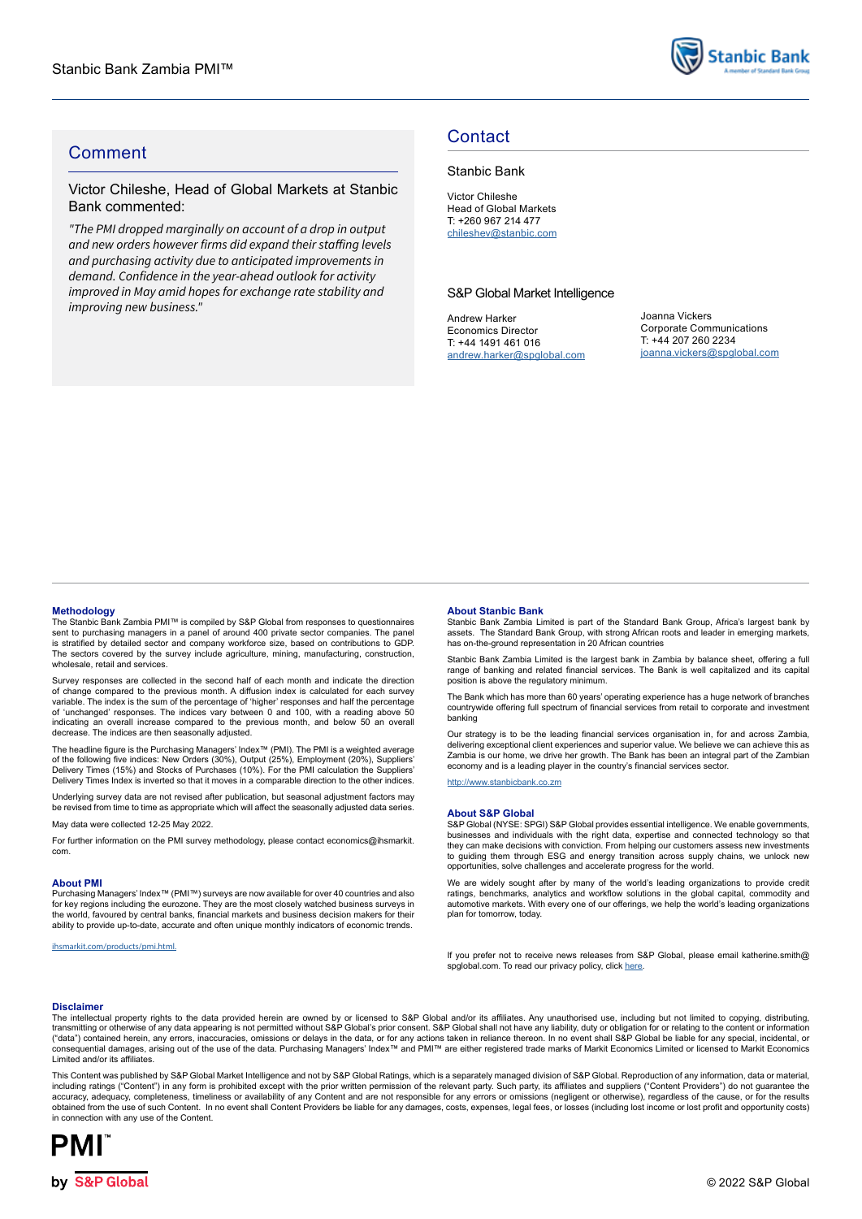## Comment

Victor Chileshe, Head of Global Markets at Stanbic Bank commented:

*"The PMI dropped marginally on account of a drop in output and new orders however firms did expand their staffing levels and purchasing activity due to anticipated improvements in demand. Confidence in the year-ahead outlook for activity improved in May amid hopes for exchange rate stability and improving new business."*

## Contact

### Stanbic Bank

Victor Chileshe
Head of Global Markets
T: +260 967 214 477
chileshev@stanbic.com

### S&P Global Market Intelligence

Andrew Harker
Economics Director
T: +44 1491 461 016
andrew.harker@spglobal.com

Joanna Vickers
Corporate Communications
T: +44 207 260 2234
joanna.vickers@spglobal.com

### Methodology

The Stanbic Bank Zambia PMI™ is compiled by S&P Global from responses to questionnaires sent to purchasing managers in a panel of around 400 private sector companies. The panel is stratified by detailed sector and company workforce size, based on contributions to GDP. The sectors covered by the survey include agriculture, mining, manufacturing, construction, wholesale, retail and services.

Survey responses are collected in the second half of each month and indicate the direction of change compared to the previous month. A diffusion index is calculated for each survey variable. The index is the sum of the percentage of 'higher' responses and half the percentage of 'unchanged' responses. The indices vary between 0 and 100, with a reading above 50 indicating an overall increase compared to the previous month, and below 50 an overall decrease. The indices are then seasonally adjusted.

The headline figure is the Purchasing Managers' Index™ (PMI). The PMI is a weighted average of the following five indices: New Orders (30%), Output (25%), Employment (20%), Suppliers' Delivery Times (15%) and Stocks of Purchases (10%). For the PMI calculation the Suppliers' Delivery Times Index is inverted so that it moves in a comparable direction to the other indices.

Underlying survey data are not revised after publication, but seasonal adjustment factors may be revised from time to time as appropriate which will affect the seasonally adjusted data series.

May data were collected 12-25 May 2022.

For further information on the PMI survey methodology, please contact economics@ihsmarkit.com.

### About PMI

Purchasing Managers' Index™ (PMI™) surveys are now available for over 40 countries and also for key regions including the eurozone. They are the most closely watched business surveys in the world, favoured by central banks, financial markets and business decision makers for their ability to provide up-to-date, accurate and often unique monthly indicators of economic trends.

ihsmarkit.com/products/pmi.html.

### About Stanbic Bank

Stanbic Bank Zambia Limited is part of the Standard Bank Group, Africa's largest bank by assets. The Standard Bank Group, with strong African roots and leader in emerging markets, has on-the-ground representation in 20 African countries

Stanbic Bank Zambia Limited is the largest bank in Zambia by balance sheet, offering a full range of banking and related financial services. The Bank is well capitalized and its capital position is above the regulatory minimum.

The Bank which has more than 60 years' operating experience has a huge network of branches countrywide offering full spectrum of financial services from retail to corporate and investment banking

Our strategy is to be the leading financial services organisation in, for and across Zambia, delivering exceptional client experiences and superior value. We believe we can achieve this as Zambia is our home, we drive her growth. The Bank has been an integral part of the Zambian economy and is a leading player in the country's financial services sector.

http://www.stanbicbank.co.zm

### About S&P Global

S&P Global (NYSE: SPGI) S&P Global provides essential intelligence. We enable governments, businesses and individuals with the right data, expertise and connected technology so that they can make decisions with conviction. From helping our customers assess new investments to guiding them through ESG and energy transition across supply chains, we unlock new opportunities, solve challenges and accelerate progress for the world.

We are widely sought after by many of the world's leading organizations to provide credit ratings, benchmarks, analytics and workflow solutions in the global capital, commodity and automotive markets. With every one of our offerings, we help the world's leading organizations plan for tomorrow, today.

If you prefer not to receive news releases from S&P Global, please email katherine.smith@spglobal.com. To read our privacy policy, click here.

### Disclaimer

The intellectual property rights to the data provided herein are owned by or licensed to S&P Global and/or its affiliates. Any unauthorised use, including but not limited to copying, distributing, transmitting or otherwise of any data appearing is not permitted without S&P Global's prior consent. S&P Global shall not have any liability, duty or obligation for or relating to the content or information ("data") contained herein, any errors, inaccuracies, omissions or delays in the data, or for any actions taken in reliance thereon. In no event shall S&P Global be liable for any special, incidental, or consequential damages, arising out of the use of the data. Purchasing Managers' Index™ and PMI™ are either registered trade marks of Markit Economics Limited or licensed to Markit Economics Limited and/or its affiliates.

This Content was published by S&P Global Market Intelligence and not by S&P Global Ratings, which is a separately managed division of S&P Global. Reproduction of any information, data or material, including ratings ("Content") in any form is prohibited except with the prior written permission of the relevant party. Such party, its affiliates and suppliers ("Content Providers") do not guarantee the accuracy, adequacy, completeness, timeliness or availability of any Content and are not responsible for any errors or omissions (negligent or otherwise), regardless of the cause, or for the results obtained from the use of such Content. In no event shall Content Providers be liable for any damages, costs, expenses, legal fees, or losses (including lost income or lost profit and opportunity costs) in connection with any use of the Content.

PMI™ by S&P Global

© 2022 S&P Global